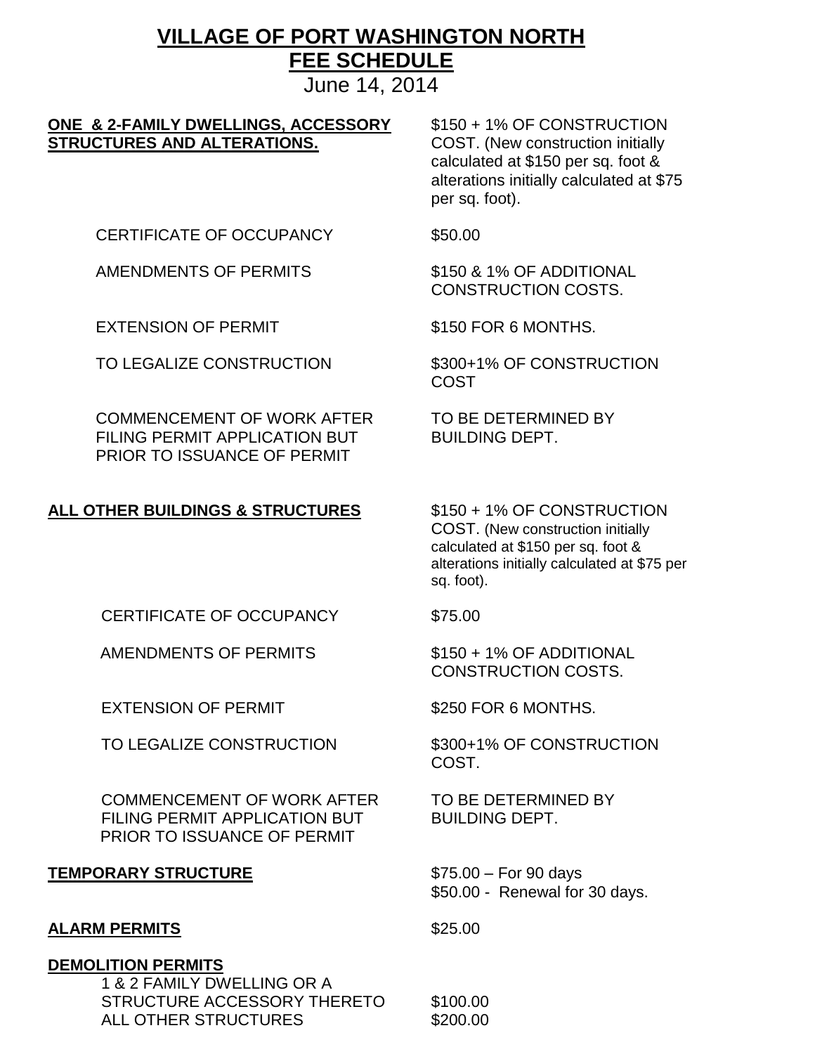# VILLAGE OF PORT WASHINGTON NORTH
# FEE SCHEDULE

June 14, 2014

| | |
|---|---|
| **ONE & 2-FAMILY DWELLINGS, ACCESSORY STRUCTURES AND ALTERATIONS.** | $150 + 1% OF CONSTRUCTION COST. (New construction initially calculated at $150 per sq. foot & alterations initially calculated at $75 per sq. foot). |
| CERTIFICATE OF OCCUPANCY | $50.00 |
| AMENDMENTS OF PERMITS | $150 & 1% OF ADDITIONAL CONSTRUCTION COSTS. |
| EXTENSION OF PERMIT | $150 FOR 6 MONTHS. |
| TO LEGALIZE CONSTRUCTION | $300+1% OF CONSTRUCTION COST |
| COMMENCEMENT OF WORK AFTER FILING PERMIT APPLICATION BUT PRIOR TO ISSUANCE OF PERMIT | TO BE DETERMINED BY BUILDING DEPT. |
| **ALL OTHER BUILDINGS & STRUCTURES** | $150 + 1% OF CONSTRUCTION COST. (New construction initially calculated at $150 per sq. foot & alterations initially calculated at $75 per sq. foot). |
| CERTIFICATE OF OCCUPANCY | $75.00 |
| AMENDMENTS OF PERMITS | $150 + 1% OF ADDITIONAL CONSTRUCTION COSTS. |
| EXTENSION OF PERMIT | $250 FOR 6 MONTHS. |
| TO LEGALIZE CONSTRUCTION | $300+1% OF CONSTRUCTION COST. |
| COMMENCEMENT OF WORK AFTER FILING PERMIT APPLICATION BUT PRIOR TO ISSUANCE OF PERMIT | TO BE DETERMINED BY BUILDING DEPT. |
| **TEMPORARY STRUCTURE** | $75.00 – For 90 days<br>$50.00 - Renewal for 30 days. |
| **ALARM PERMITS** | $25.00 |
| **DEMOLITION PERMITS** | |
| 1 & 2 FAMILY DWELLING OR A STRUCTURE ACCESSORY THERETO | $100.00 |
| ALL OTHER STRUCTURES | $200.00 |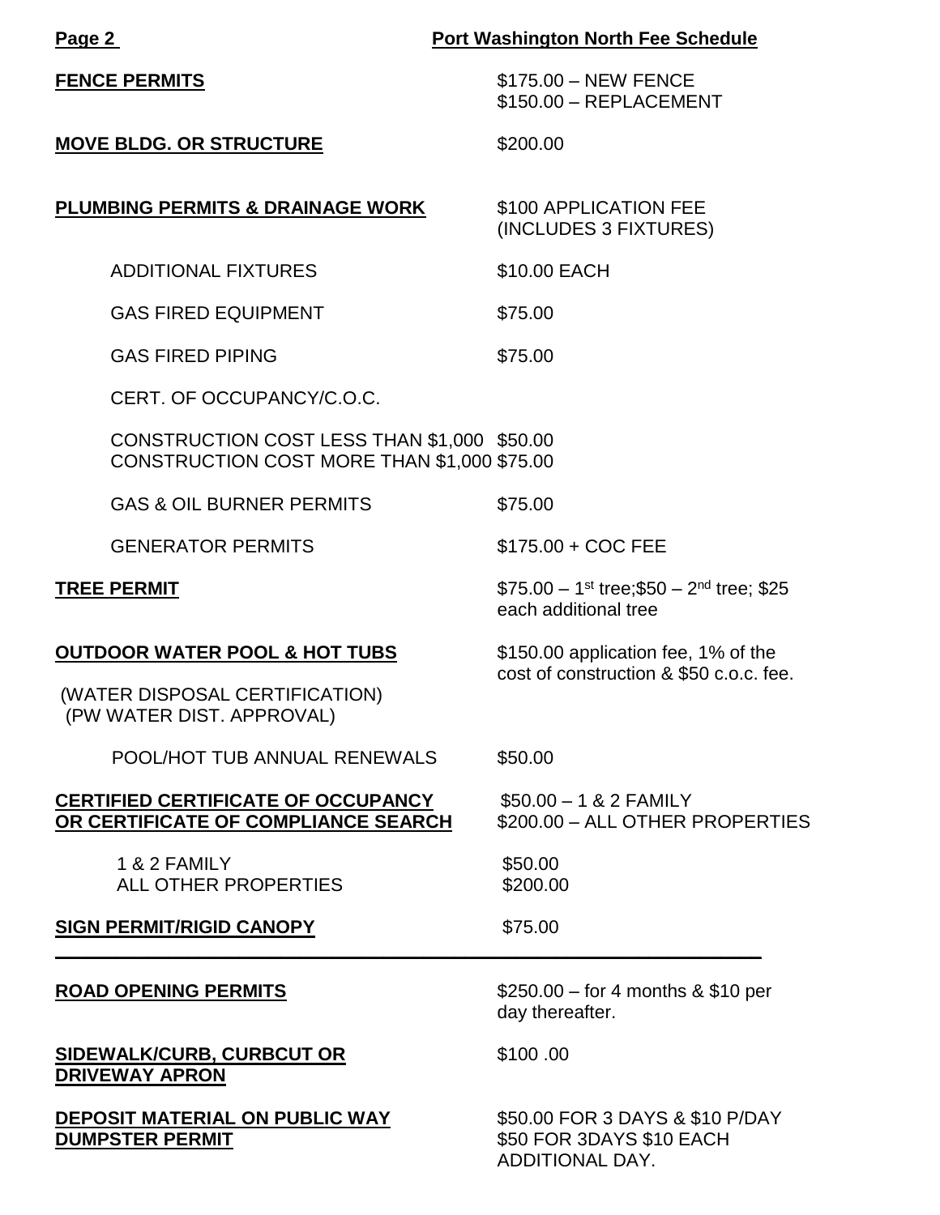**Port Washington North Fee Schedule**

| | |
|---|---|
| **FENCE PERMITS** | $175.00 – NEW FENCE<br>$150.00 – REPLACEMENT |
| **MOVE BLDG. OR STRUCTURE** | $200.00 |
| **PLUMBING PERMITS & DRAINAGE WORK** | $100 APPLICATION FEE (INCLUDES 3 FIXTURES) |
| ADDITIONAL FIXTURES | $10.00 EACH |
| GAS FIRED EQUIPMENT | $75.00 |
| GAS FIRED PIPING | $75.00 |
| CERT. OF OCCUPANCY/C.O.C. | |
| CONSTRUCTION COST LESS THAN $1,000 | $50.00 |
| CONSTRUCTION COST MORE THAN $1,000 | $75.00 |
| GAS & OIL BURNER PERMITS | $75.00 |
| GENERATOR PERMITS | $175.00 + COC FEE |
| **TREE PERMIT** | $75.00 – 1st tree;$50 – 2nd tree; $25 each additional tree |
| **OUTDOOR WATER POOL & HOT TUBS**<br>(WATER DISPOSAL CERTIFICATION)<br>(PW WATER DIST. APPROVAL) | $150.00 application fee, 1% of the cost of construction & $50 c.o.c. fee. |
| POOL/HOT TUB ANNUAL RENEWALS | $50.00 |
| **CERTIFIED CERTIFICATE OF OCCUPANCY OR CERTIFICATE OF COMPLIANCE SEARCH** | $50.00 – 1 & 2 FAMILY<br>$200.00 – ALL OTHER PROPERTIES |
| 1 & 2 FAMILY | $50.00 |
| ALL OTHER PROPERTIES | $200.00 |
| **SIGN PERMIT/RIGID CANOPY** | $75.00 |

---

| | |
|---|---|
| **ROAD OPENING PERMITS** | $250.00 – for 4 months & $10 per day thereafter. |
| **SIDEWALK/CURB, CURBCUT OR DRIVEWAY APRON** | $100 .00 |
| **DEPOSIT MATERIAL ON PUBLIC WAY** | $50.00 FOR 3 DAYS & $10 P/DAY |
| **DUMPSTER PERMIT** | $50 FOR 3DAYS $10 EACH ADDITIONAL DAY. |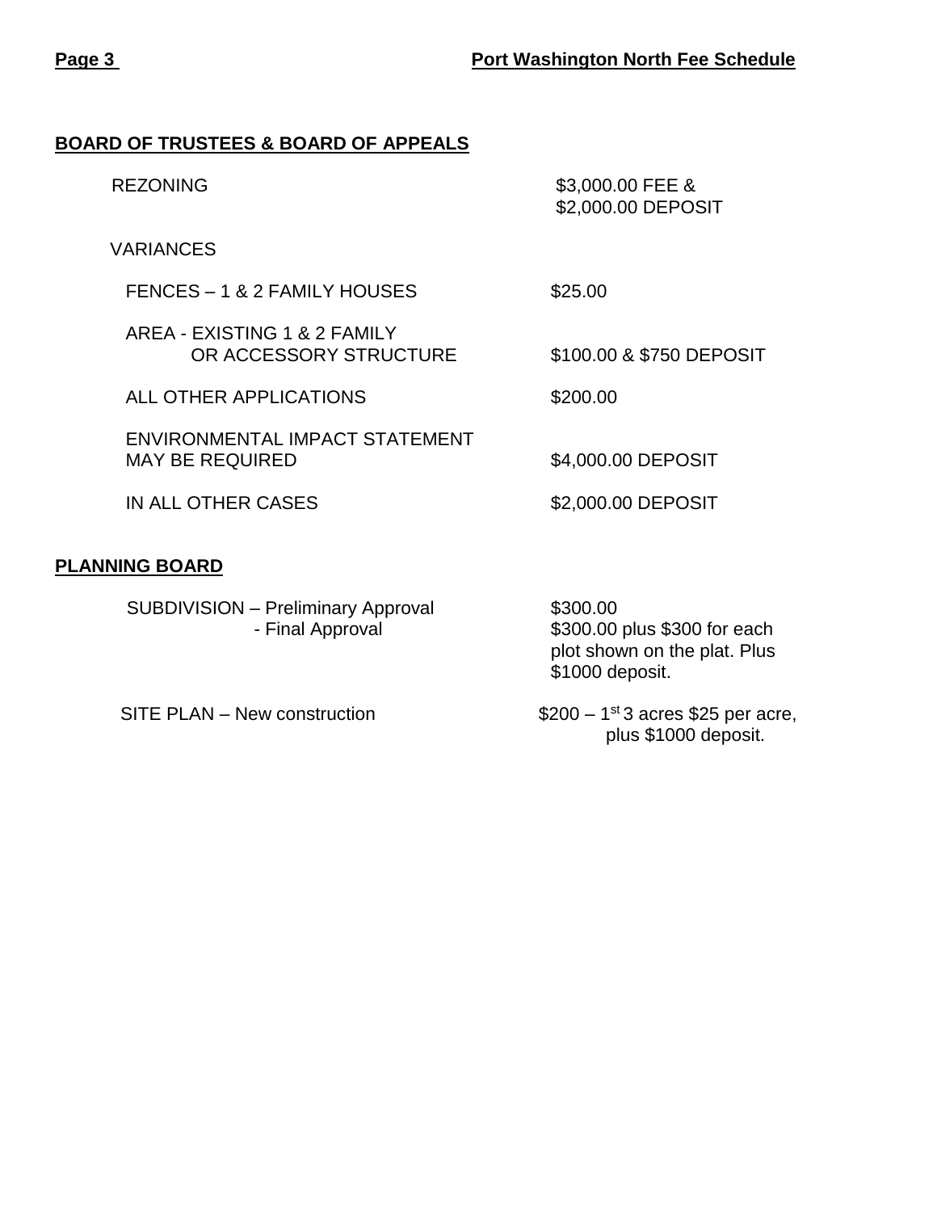## BOARD OF TRUSTEES & BOARD OF APPEALS

| | |
|---|---|
| REZONING | $3,000.00 FEE & $2,000.00 DEPOSIT |
| VARIANCES | |
| FENCES – 1 & 2 FAMILY HOUSES | $25.00 |
| AREA - EXISTING 1 & 2 FAMILY OR ACCESSORY STRUCTURE | $100.00 & $750 DEPOSIT |
| ALL OTHER APPLICATIONS | $200.00 |
| ENVIRONMENTAL IMPACT STATEMENT MAY BE REQUIRED | $4,000.00 DEPOSIT |
| IN ALL OTHER CASES | $2,000.00 DEPOSIT |

## PLANNING BOARD

| | |
|---|---|
| SUBDIVISION – Preliminary Approval | $300.00 |
| - Final Approval | $300.00 plus $300 for each plot shown on the plat. Plus $1000 deposit. |
| SITE PLAN – New construction | $200 – 1st 3 acres $25 per acre, plus $1000 deposit. |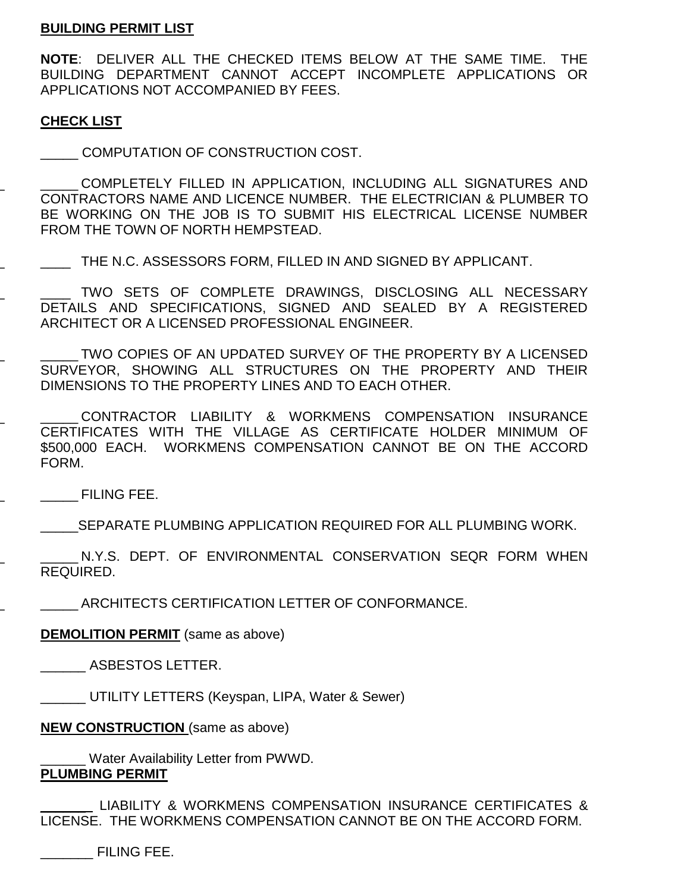**BUILDING PERMIT LIST**

**NOTE**: DELIVER ALL THE CHECKED ITEMS BELOW AT THE SAME TIME. THE BUILDING DEPARTMENT CANNOT ACCEPT INCOMPLETE APPLICATIONS OR APPLICATIONS NOT ACCOMPANIED BY FEES.

**CHECK LIST**

_____ COMPUTATION OF CONSTRUCTION COST.

_____ COMPLETELY FILLED IN APPLICATION, INCLUDING ALL SIGNATURES AND CONTRACTORS NAME AND LICENCE NUMBER. THE ELECTRICIAN & PLUMBER TO BE WORKING ON THE JOB IS TO SUBMIT HIS ELECTRICAL LICENSE NUMBER FROM THE TOWN OF NORTH HEMPSTEAD.

____ THE N.C. ASSESSORS FORM, FILLED IN AND SIGNED BY APPLICANT.

____ TWO SETS OF COMPLETE DRAWINGS, DISCLOSING ALL NECESSARY DETAILS AND SPECIFICATIONS, SIGNED AND SEALED BY A REGISTERED ARCHITECT OR A LICENSED PROFESSIONAL ENGINEER.

_____ TWO COPIES OF AN UPDATED SURVEY OF THE PROPERTY BY A LICENSED SURVEYOR, SHOWING ALL STRUCTURES ON THE PROPERTY AND THEIR DIMENSIONS TO THE PROPERTY LINES AND TO EACH OTHER.

_____ CONTRACTOR LIABILITY & WORKMENS COMPENSATION INSURANCE CERTIFICATES WITH THE VILLAGE AS CERTIFICATE HOLDER MINIMUM OF $500,000 EACH. WORKMENS COMPENSATION CANNOT BE ON THE ACCORD FORM.

_____ FILING FEE.

_____SEPARATE PLUMBING APPLICATION REQUIRED FOR ALL PLUMBING WORK.

_____ N.Y.S. DEPT. OF ENVIRONMENTAL CONSERVATION SEQR FORM WHEN REQUIRED.

_____ ARCHITECTS CERTIFICATION LETTER OF CONFORMANCE.

**DEMOLITION PERMIT** (same as above)

______ ASBESTOS LETTER.

______ UTILITY LETTERS (Keyspan, LIPA, Water & Sewer)

**NEW CONSTRUCTION** (same as above)

______ Water Availability Letter from PWWD.

**PLUMBING PERMIT**

_______ LIABILITY & WORKMENS COMPENSATION INSURANCE CERTIFICATES & LICENSE. THE WORKMENS COMPENSATION CANNOT BE ON THE ACCORD FORM.

_______ FILING FEE.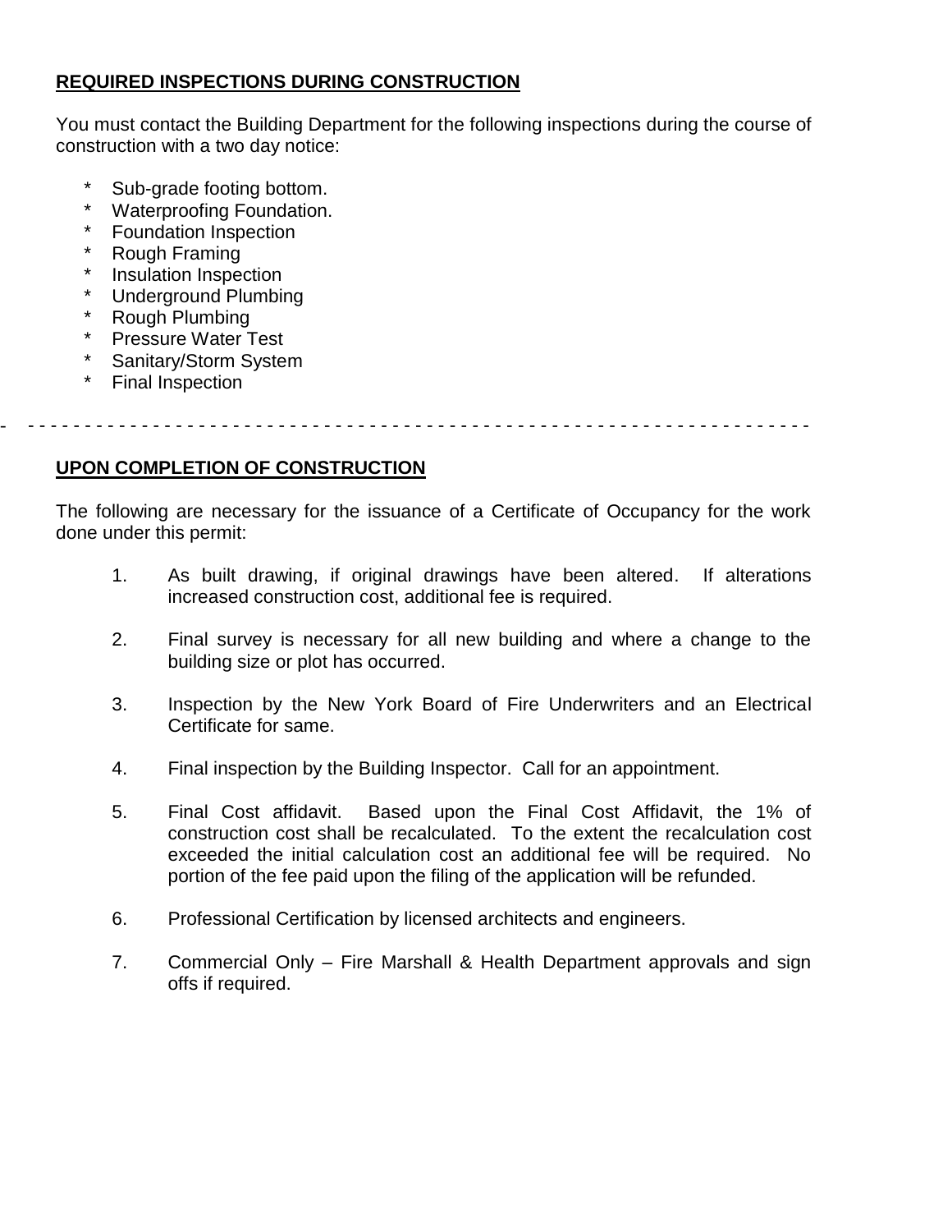## REQUIRED INSPECTIONS DURING CONSTRUCTION

You must contact the Building Department for the following inspections during the course of construction with a two day notice:

- Sub-grade footing bottom.
- Waterproofing Foundation.
- Foundation Inspection
- Rough Framing
- Insulation Inspection
- Underground Plumbing
- Rough Plumbing
- Pressure Water Test
- Sanitary/Storm System
- Final Inspection

---

## UPON COMPLETION OF CONSTRUCTION

The following are necessary for the issuance of a Certificate of Occupancy for the work done under this permit:

1. As built drawing, if original drawings have been altered. If alterations increased construction cost, additional fee is required.

2. Final survey is necessary for all new building and where a change to the building size or plot has occurred.

3. Inspection by the New York Board of Fire Underwriters and an Electrical Certificate for same.

4. Final inspection by the Building Inspector. Call for an appointment.

5. Final Cost affidavit. Based upon the Final Cost Affidavit, the 1% of construction cost shall be recalculated. To the extent the recalculation cost exceeded the initial calculation cost an additional fee will be required. No portion of the fee paid upon the filing of the application will be refunded.

6. Professional Certification by licensed architects and engineers.

7. Commercial Only – Fire Marshall & Health Department approvals and sign offs if required.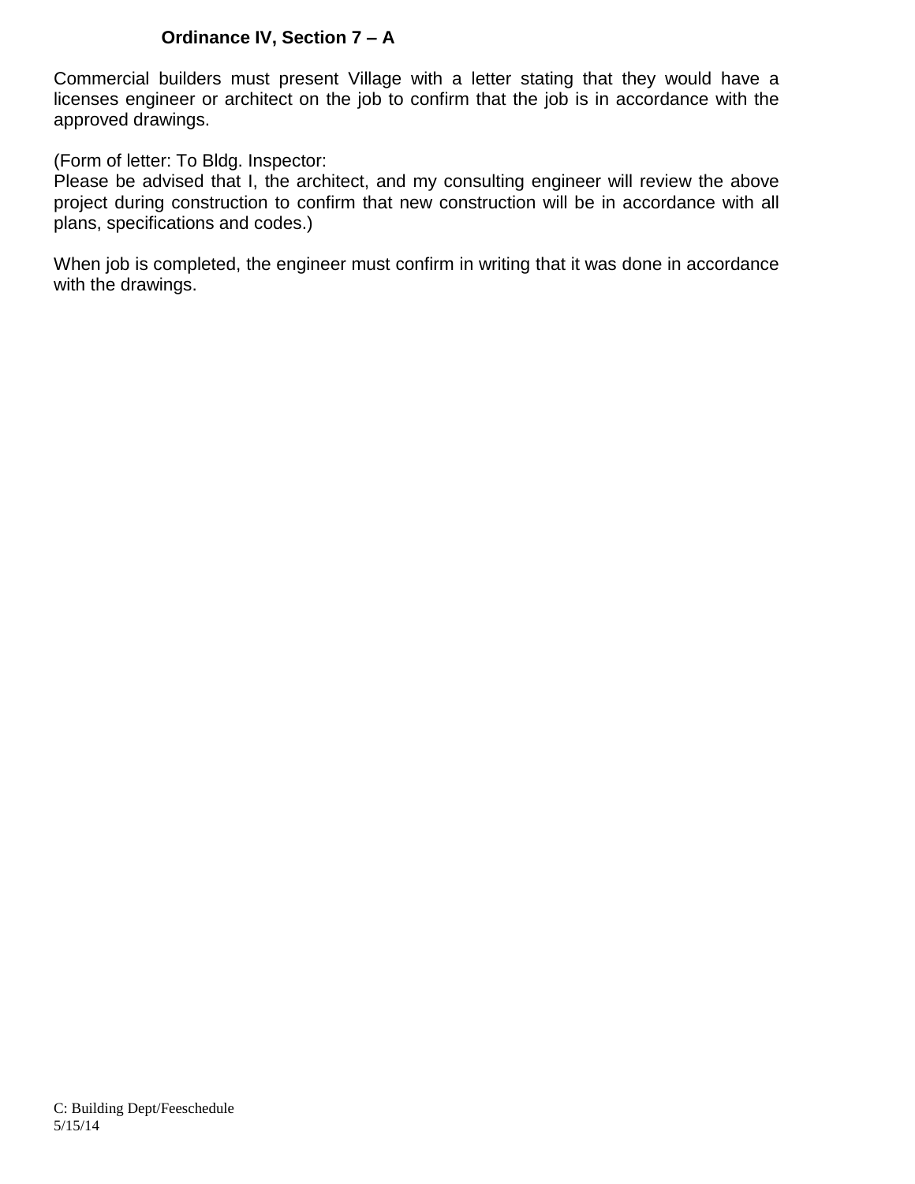**Ordinance IV, Section 7 – A**

Commercial builders must present Village with a letter stating that they would have a licenses engineer or architect on the job to confirm that the job is in accordance with the approved drawings.

(Form of letter: To Bldg. Inspector:
Please be advised that I, the architect, and my consulting engineer will review the above project during construction to confirm that new construction will be in accordance with all plans, specifications and codes.)

When job is completed, the engineer must confirm in writing that it was done in accordance with the drawings.

C: Building Dept/Feeschedule
5/15/14